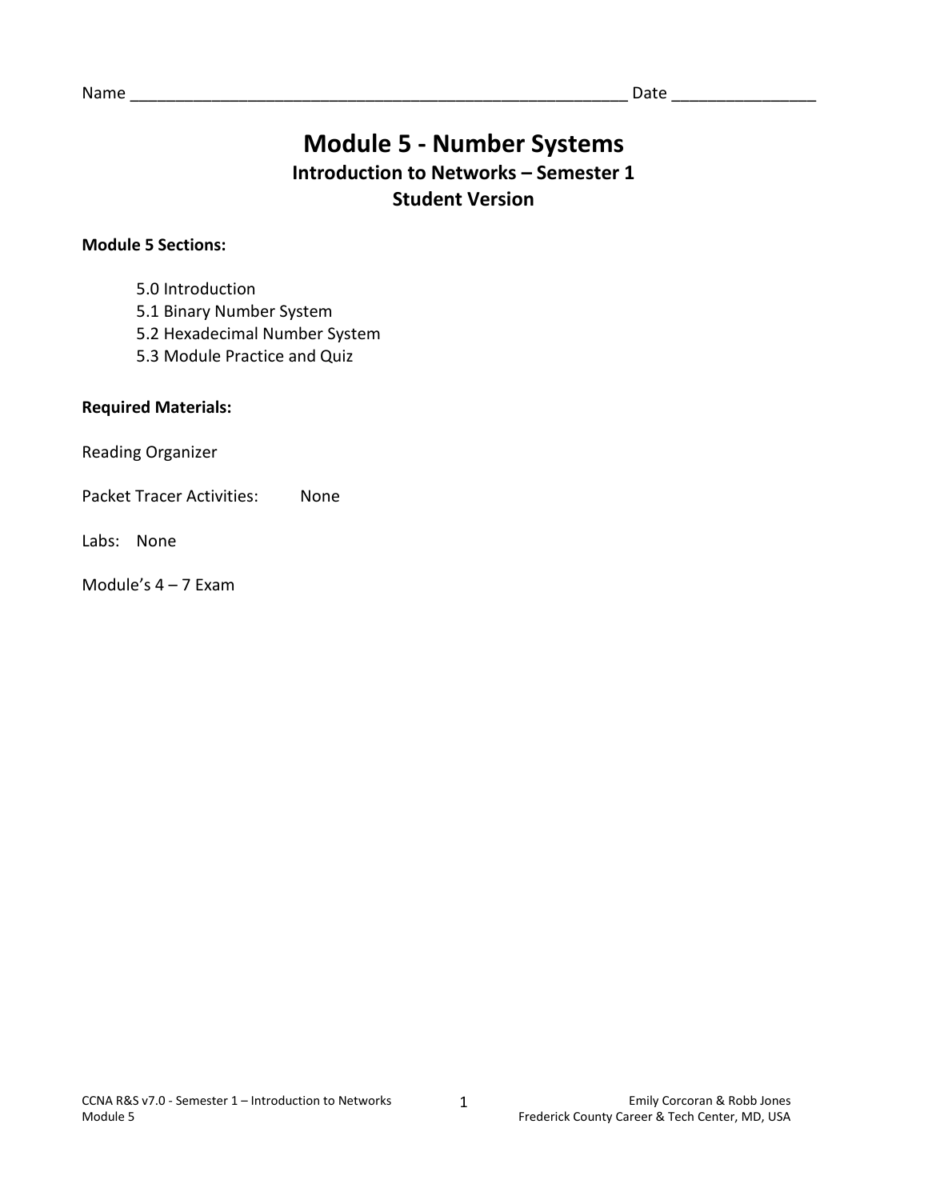Name ________________________________________________________ Date ________________

# Module 5 - Number Systems

## Introduction to Networks – Semester 1

## Student Version

**Module 5 Sections:**

- 5.0 Introduction
- 5.1 Binary Number System
- 5.2 Hexadecimal Number System
- 5.3 Module Practice and Quiz

**Required Materials:**

Reading Organizer

Packet Tracer Activities: None

Labs: None

Module's 4 – 7 Exam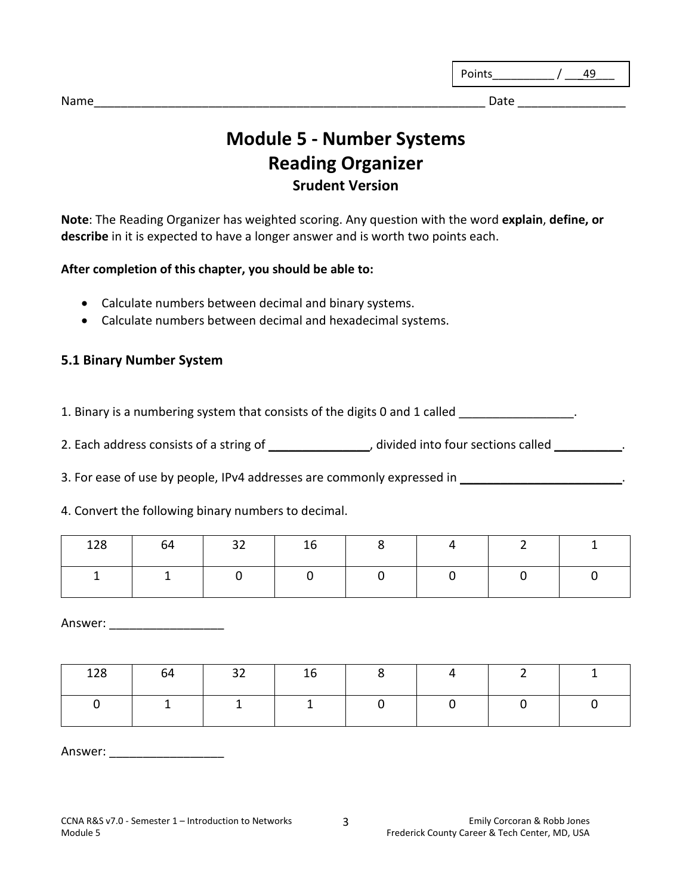Points__________ / ___49___

Name____________________________________________________________ Date ________________

# Module 5 - Number Systems
# Reading Organizer
### Srudent Version

**Note**: The Reading Organizer has weighted scoring. Any question with the word **explain**, **define, or describe** in it is expected to have a longer answer and is worth two points each.

**After completion of this chapter, you should be able to:**

- Calculate numbers between decimal and binary systems.
- Calculate numbers between decimal and hexadecimal systems.

### 5.1 Binary Number System

1. Binary is a numbering system that consists of the digits 0 and 1 called _________________.

2. Each address consists of a string of _______________, divided into four sections called __________.

3. For ease of use by people, IPv4 addresses are commonly expressed in ________________________.

4. Convert the following binary numbers to decimal.

| 128 | 64 | 32 | 16 | 8 | 4 | 2 | 1 |
|---|---|---|---|---|---|---|---|
| 1 | 1 | 0 | 0 | 0 | 0 | 0 | 0 |

Answer: _________________

| 128 | 64 | 32 | 16 | 8 | 4 | 2 | 1 |
|---|---|---|---|---|---|---|---|
| 0 | 1 | 1 | 1 | 0 | 0 | 0 | 0 |

Answer: _________________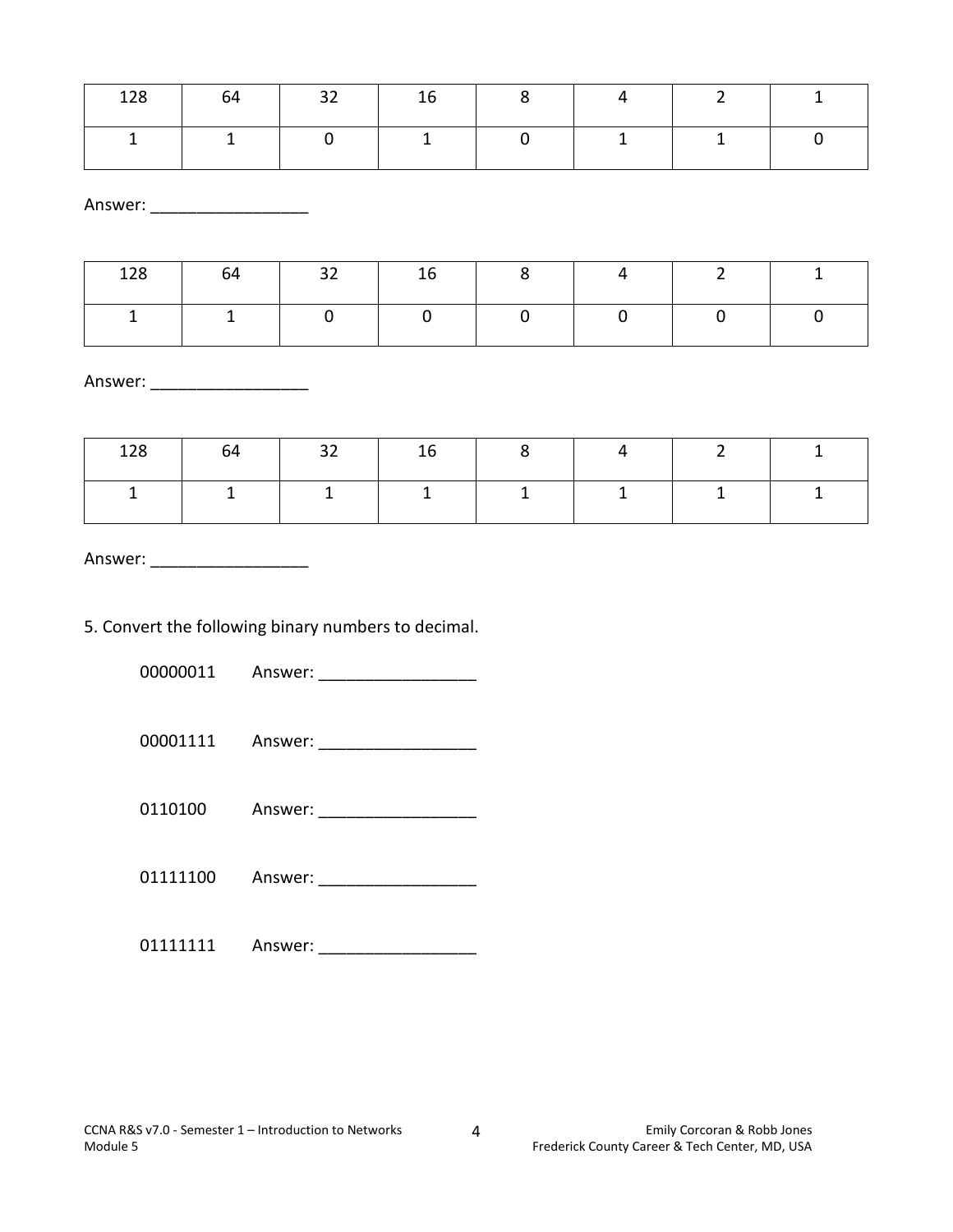| 128 | 64 | 32 | 16 | 8 | 4 | 2 | 1 |
|---|---|---|---|---|---|---|---|
| 1 | 1 | 0 | 1 | 0 | 1 | 1 | 0 |

Answer: _________________

| 128 | 64 | 32 | 16 | 8 | 4 | 2 | 1 |
|---|---|---|---|---|---|---|---|
| 1 | 1 | 0 | 0 | 0 | 0 | 0 | 0 |

Answer: _________________

| 128 | 64 | 32 | 16 | 8 | 4 | 2 | 1 |
|---|---|---|---|---|---|---|---|
| 1 | 1 | 1 | 1 | 1 | 1 | 1 | 1 |

Answer: _________________

5. Convert the following binary numbers to decimal.

00000011 Answer: _________________

00001111 Answer: _________________

0110100 Answer: _________________

01111100 Answer: _________________

01111111 Answer: _________________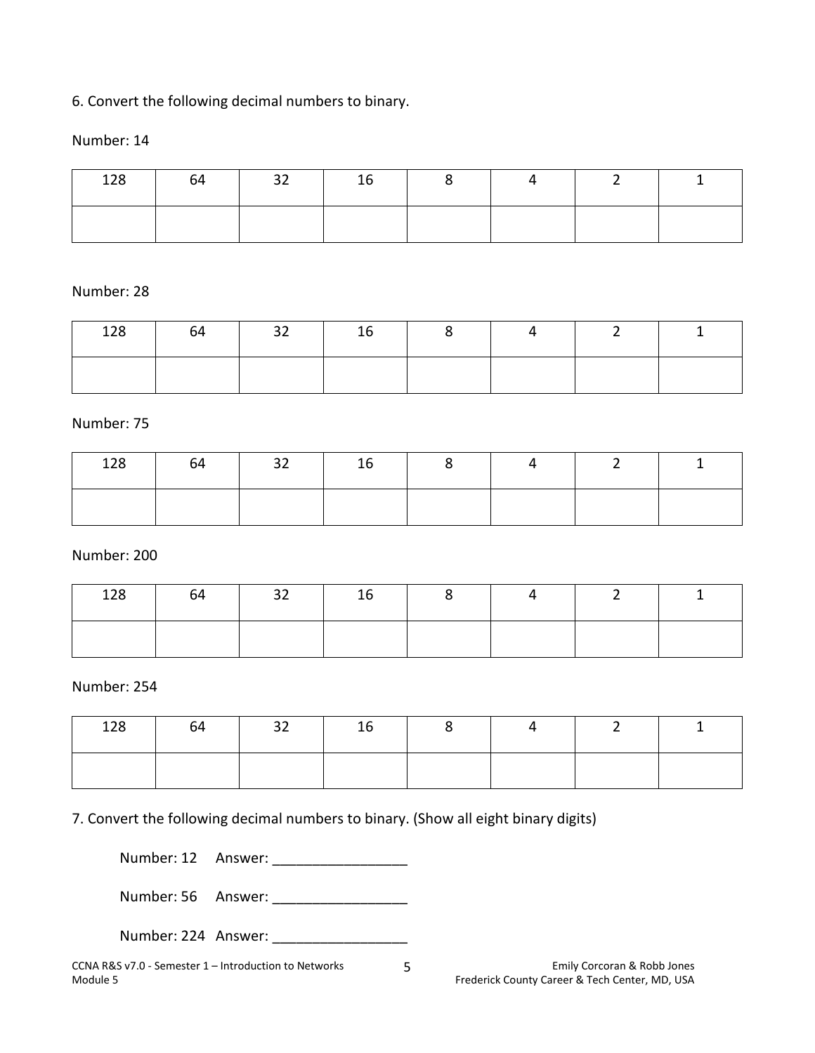6. Convert the following decimal numbers to binary.

Number: 14

| 128 | 64 | 32 | 16 | 8 | 4 | 2 | 1 |
|---|---|---|---|---|---|---|---|
| | | | | | | | |

Number: 28

| 128 | 64 | 32 | 16 | 8 | 4 | 2 | 1 |
|---|---|---|---|---|---|---|---|
| | | | | | | | |

Number: 75

| 128 | 64 | 32 | 16 | 8 | 4 | 2 | 1 |
|---|---|---|---|---|---|---|---|
| | | | | | | | |

Number: 200

| 128 | 64 | 32 | 16 | 8 | 4 | 2 | 1 |
|---|---|---|---|---|---|---|---|
| | | | | | | | |

Number: 254

| 128 | 64 | 32 | 16 | 8 | 4 | 2 | 1 |
|---|---|---|---|---|---|---|---|
| | | | | | | | |

7. Convert the following decimal numbers to binary. (Show all eight binary digits)

Number: 12 Answer: _________________

Number: 56 Answer: _________________

Number: 224 Answer: _________________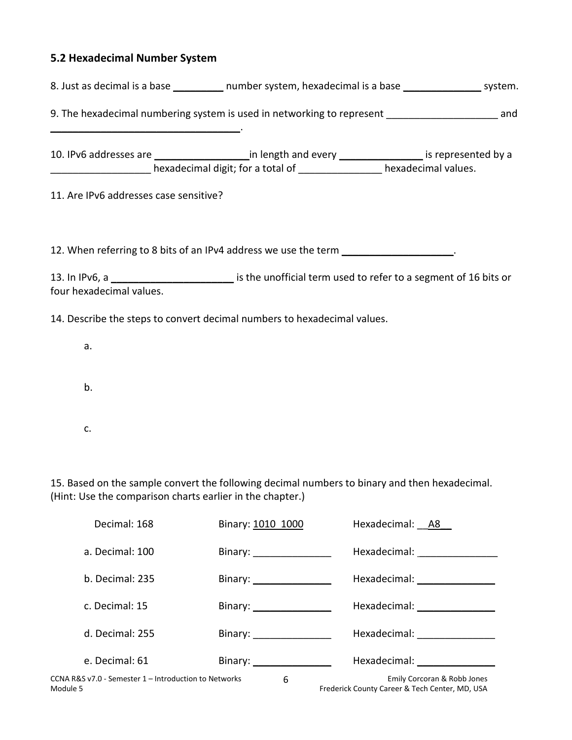### 5.2 Hexadecimal Number System

8. Just as decimal is a base _________ number system, hexadecimal is a base ______________ system.

9. The hexadecimal numbering system is used in networking to represent ____________________ and ____________________________________.

10. IPv6 addresses are _________________in length and every _______________ is represented by a __________________ hexadecimal digit; for a total of _______________ hexadecimal values.

11. Are IPv6 addresses case sensitive?

12. When referring to 8 bits of an IPv4 address we use the term ____________________.

13. In IPv6, a ______________________ is the unofficial term used to refer to a segment of 16 bits or four hexadecimal values.

14. Describe the steps to convert decimal numbers to hexadecimal values.

a.

b.

c.

15. Based on the sample convert the following decimal numbers to binary and then hexadecimal. (Hint: Use the comparison charts earlier in the chapter.)

| | | |
|---|---|---|
| Decimal: 168 | Binary: 1010 1000 | Hexadecimal: A8 |
| a. Decimal: 100 | Binary: ______________ | Hexadecimal: ______________ |
| b. Decimal: 235 | Binary: ______________ | Hexadecimal: ______________ |
| c. Decimal: 15 | Binary: ______________ | Hexadecimal: ______________ |
| d. Decimal: 255 | Binary: ______________ | Hexadecimal: ______________ |
| e. Decimal: 61 | Binary: ______________ | Hexadecimal: ______________ |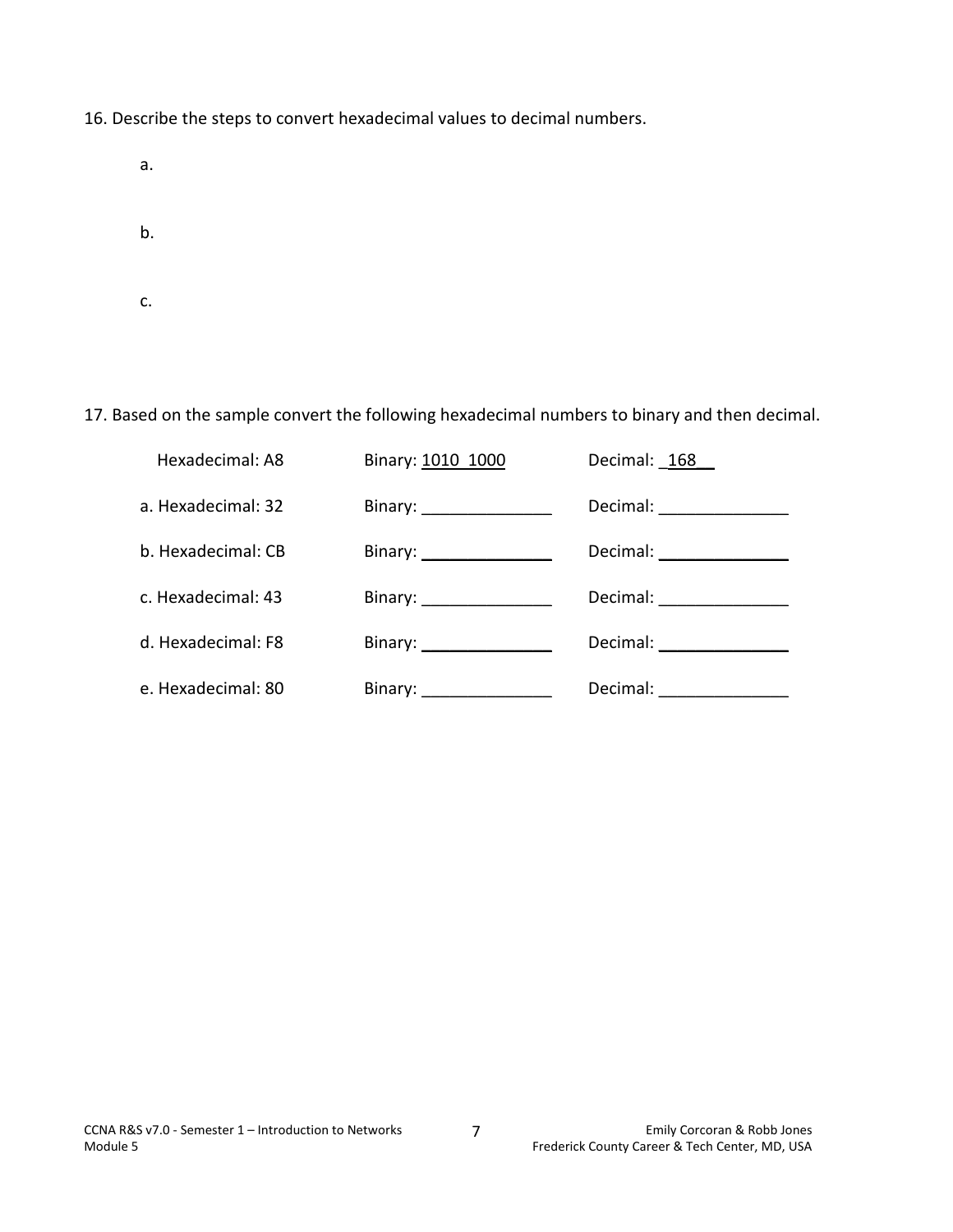16. Describe the steps to convert hexadecimal values to decimal numbers.

a.

b.

c.

17. Based on the sample convert the following hexadecimal numbers to binary and then decimal.

| | | |
|---|---|---|
| Hexadecimal: A8 | Binary: 1010 1000 | Decimal: 168 |
| a. Hexadecimal: 32 | Binary: ______________ | Decimal: ______________ |
| b. Hexadecimal: CB | Binary: ______________ | Decimal: ______________ |
| c. Hexadecimal: 43 | Binary: ______________ | Decimal: ______________ |
| d. Hexadecimal: F8 | Binary: ______________ | Decimal: ______________ |
| e. Hexadecimal: 80 | Binary: ______________ | Decimal: ______________ |